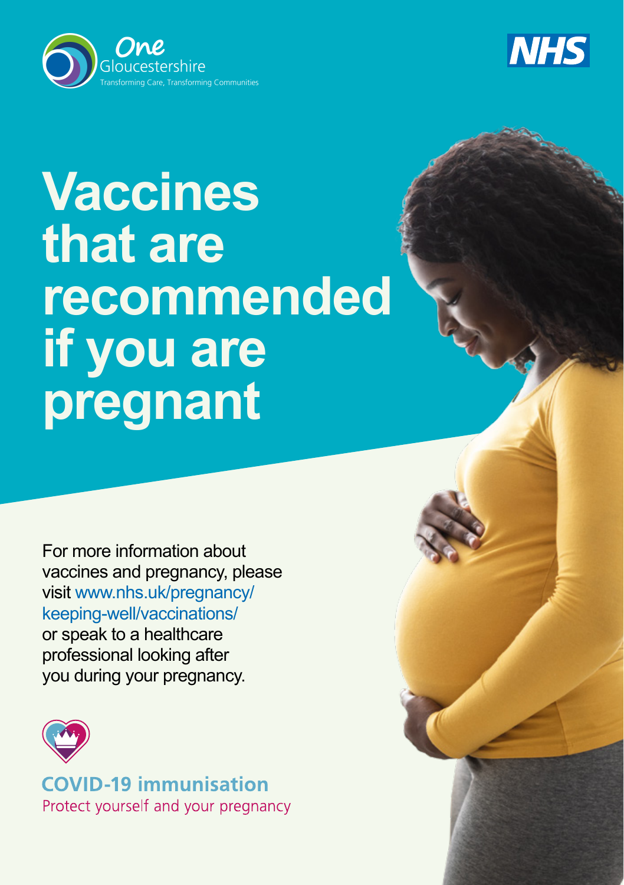One Gloucestershire
Transforming Care, Transforming Communities

NHS

# Vaccines that are recommended if you are pregnant

For more information about vaccines and pregnancy, please visit www.nhs.uk/pregnancy/keeping-well/vaccinations/ or speak to a healthcare professional looking after you during your pregnancy.

**COVID-19 immunisation**
Protect yourself and your pregnancy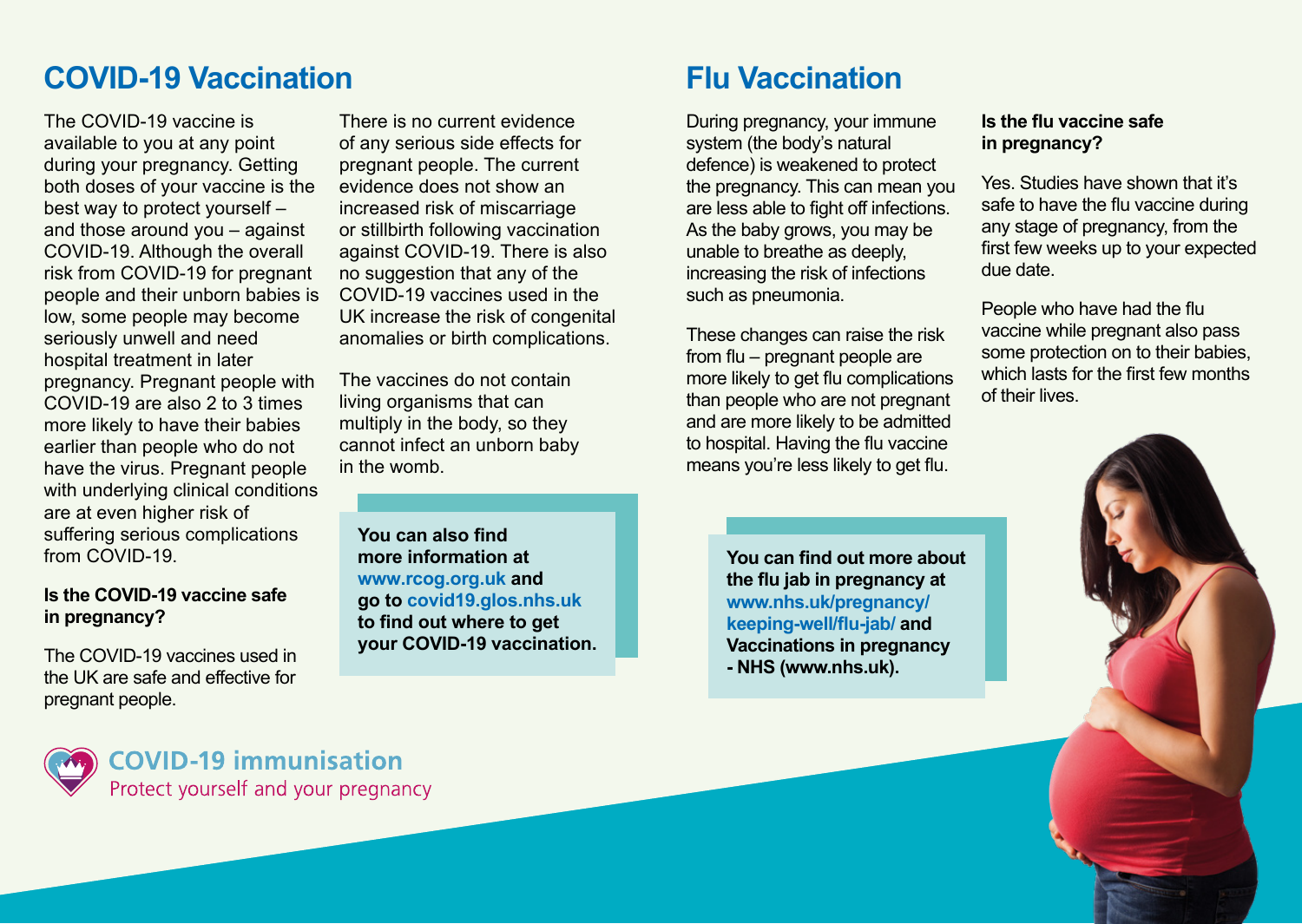## COVID-19 Vaccination

The COVID-19 vaccine is available to you at any point during your pregnancy. Getting both doses of your vaccine is the best way to protect yourself – and those around you – against COVID-19. Although the overall risk from COVID-19 for pregnant people and their unborn babies is low, some people may become seriously unwell and need hospital treatment in later pregnancy. Pregnant people with COVID-19 are also 2 to 3 times more likely to have their babies earlier than people who do not have the virus. Pregnant people with underlying clinical conditions are at even higher risk of suffering serious complications from COVID-19.

**Is the COVID-19 vaccine safe in pregnancy?**

The COVID-19 vaccines used in the UK are safe and effective for pregnant people.

There is no current evidence of any serious side effects for pregnant people. The current evidence does not show an increased risk of miscarriage or stillbirth following vaccination against COVID-19. There is also no suggestion that any of the COVID-19 vaccines used in the UK increase the risk of congenital anomalies or birth complications.

The vaccines do not contain living organisms that can multiply in the body, so they cannot infect an unborn baby in the womb.

**You can also find more information at www.rcog.org.uk and go to covid19.glos.nhs.uk to find out where to get your COVID-19 vaccination.**

## Flu Vaccination

During pregnancy, your immune system (the body's natural defence) is weakened to protect the pregnancy. This can mean you are less able to fight off infections. As the baby grows, you may be unable to breathe as deeply, increasing the risk of infections such as pneumonia.

These changes can raise the risk from flu – pregnant people are more likely to get flu complications than people who are not pregnant and are more likely to be admitted to hospital. Having the flu vaccine means you're less likely to get flu.

**Is the flu vaccine safe in pregnancy?**

Yes. Studies have shown that it's safe to have the flu vaccine during any stage of pregnancy, from the first few weeks up to your expected due date.

People who have had the flu vaccine while pregnant also pass some protection on to their babies, which lasts for the first few months of their lives.

**You can find out more about the flu jab in pregnancy at www.nhs.uk/pregnancy/keeping-well/flu-jab/ and Vaccinations in pregnancy - NHS (www.nhs.uk).**

**COVID-19 immunisation**
Protect yourself and your pregnancy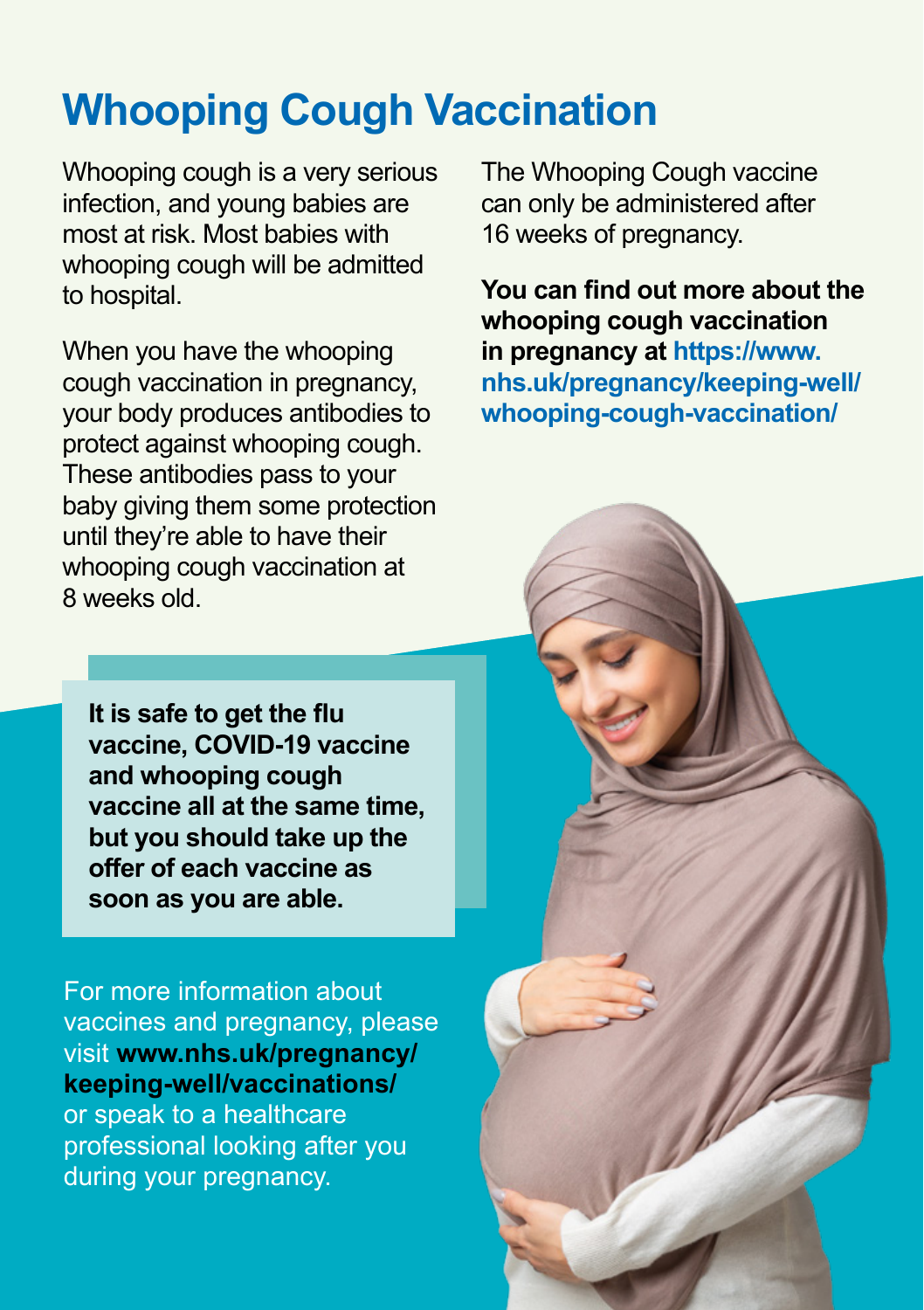# Whooping Cough Vaccination

Whooping cough is a very serious infection, and young babies are most at risk. Most babies with whooping cough will be admitted to hospital.

When you have the whooping cough vaccination in pregnancy, your body produces antibodies to protect against whooping cough. These antibodies pass to your baby giving them some protection until they're able to have their whooping cough vaccination at 8 weeks old.

The Whooping Cough vaccine can only be administered after 16 weeks of pregnancy.

**You can find out more about the whooping cough vaccination in pregnancy at https://www.nhs.uk/pregnancy/keeping-well/whooping-cough-vaccination/**

**It is safe to get the flu vaccine, COVID-19 vaccine and whooping cough vaccine all at the same time, but you should take up the offer of each vaccine as soon as you are able.**

For more information about vaccines and pregnancy, please visit **www.nhs.uk/pregnancy/keeping-well/vaccinations/** or speak to a healthcare professional looking after you during your pregnancy.